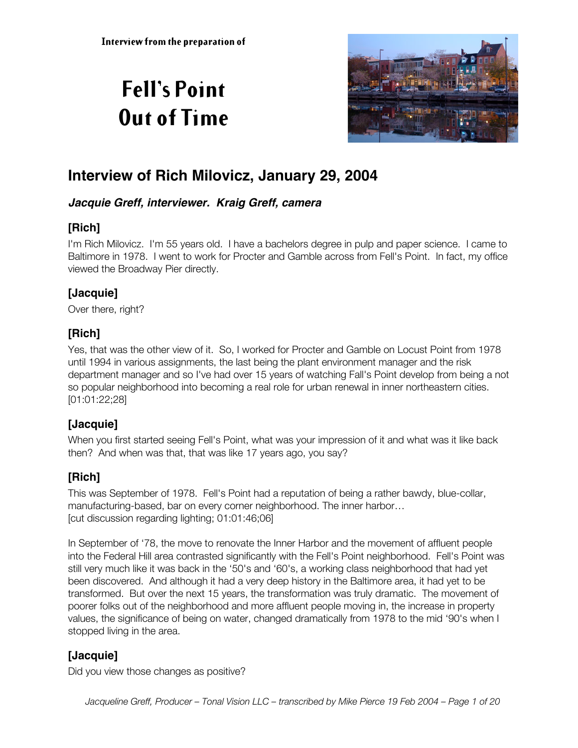Interview from the preparation of

# Fell's Point Out of Time

## Interview of Rich Milovicz, January 29, 2004

***Jacquie Greff, interviewer. Kraig Greff, camera***

### [Rich]

I'm Rich Milovicz. I'm 55 years old. I have a bachelors degree in pulp and paper science. I came to Baltimore in 1978. I went to work for Procter and Gamble across from Fell's Point. In fact, my office viewed the Broadway Pier directly.

### [Jacquie]

Over there, right?

### [Rich]

Yes, that was the other view of it. So, I worked for Procter and Gamble on Locust Point from 1978 until 1994 in various assignments, the last being the plant environment manager and the risk department manager and so I've had over 15 years of watching Fall's Point develop from being a not so popular neighborhood into becoming a real role for urban renewal in inner northeastern cities. [01:01:22;28]

### [Jacquie]

When you first started seeing Fell's Point, what was your impression of it and what was it like back then? And when was that, that was like 17 years ago, you say?

### [Rich]

This was September of 1978. Fell's Point had a reputation of being a rather bawdy, blue-collar, manufacturing-based, bar on every corner neighborhood. The inner harbor…
[cut discussion regarding lighting; 01:01:46;06]

In September of '78, the move to renovate the Inner Harbor and the movement of affluent people into the Federal Hill area contrasted significantly with the Fell's Point neighborhood. Fell's Point was still very much like it was back in the '50's and '60's, a working class neighborhood that had yet been discovered. And although it had a very deep history in the Baltimore area, it had yet to be transformed. But over the next 15 years, the transformation was truly dramatic. The movement of poorer folks out of the neighborhood and more affluent people moving in, the increase in property values, the significance of being on water, changed dramatically from 1978 to the mid '90's when I stopped living in the area.

### [Jacquie]

Did you view those changes as positive?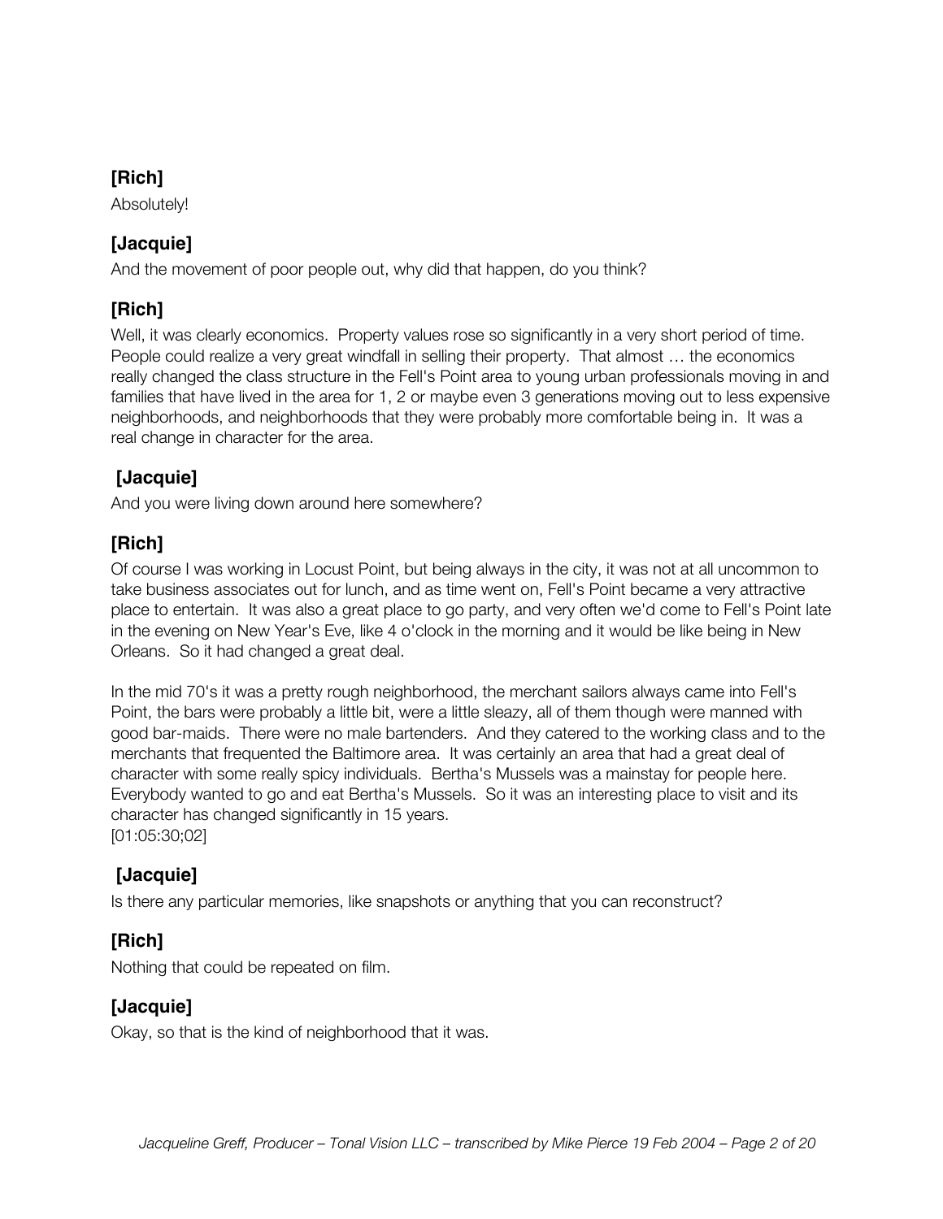**[Rich]**

Absolutely!

**[Jacquie]**

And the movement of poor people out, why did that happen, do you think?

**[Rich]**

Well, it was clearly economics. Property values rose so significantly in a very short period of time. People could realize a very great windfall in selling their property. That almost … the economics really changed the class structure in the Fell's Point area to young urban professionals moving in and families that have lived in the area for 1, 2 or maybe even 3 generations moving out to less expensive neighborhoods, and neighborhoods that they were probably more comfortable being in. It was a real change in character for the area.

**[Jacquie]**

And you were living down around here somewhere?

**[Rich]**

Of course I was working in Locust Point, but being always in the city, it was not at all uncommon to take business associates out for lunch, and as time went on, Fell's Point became a very attractive place to entertain. It was also a great place to go party, and very often we'd come to Fell's Point late in the evening on New Year's Eve, like 4 o'clock in the morning and it would be like being in New Orleans. So it had changed a great deal.

In the mid 70's it was a pretty rough neighborhood, the merchant sailors always came into Fell's Point, the bars were probably a little bit, were a little sleazy, all of them though were manned with good bar-maids. There were no male bartenders. And they catered to the working class and to the merchants that frequented the Baltimore area. It was certainly an area that had a great deal of character with some really spicy individuals. Bertha's Mussels was a mainstay for people here. Everybody wanted to go and eat Bertha's Mussels. So it was an interesting place to visit and its character has changed significantly in 15 years.
[01:05:30;02]

**[Jacquie]**

Is there any particular memories, like snapshots or anything that you can reconstruct?

**[Rich]**

Nothing that could be repeated on film.

**[Jacquie]**

Okay, so that is the kind of neighborhood that it was.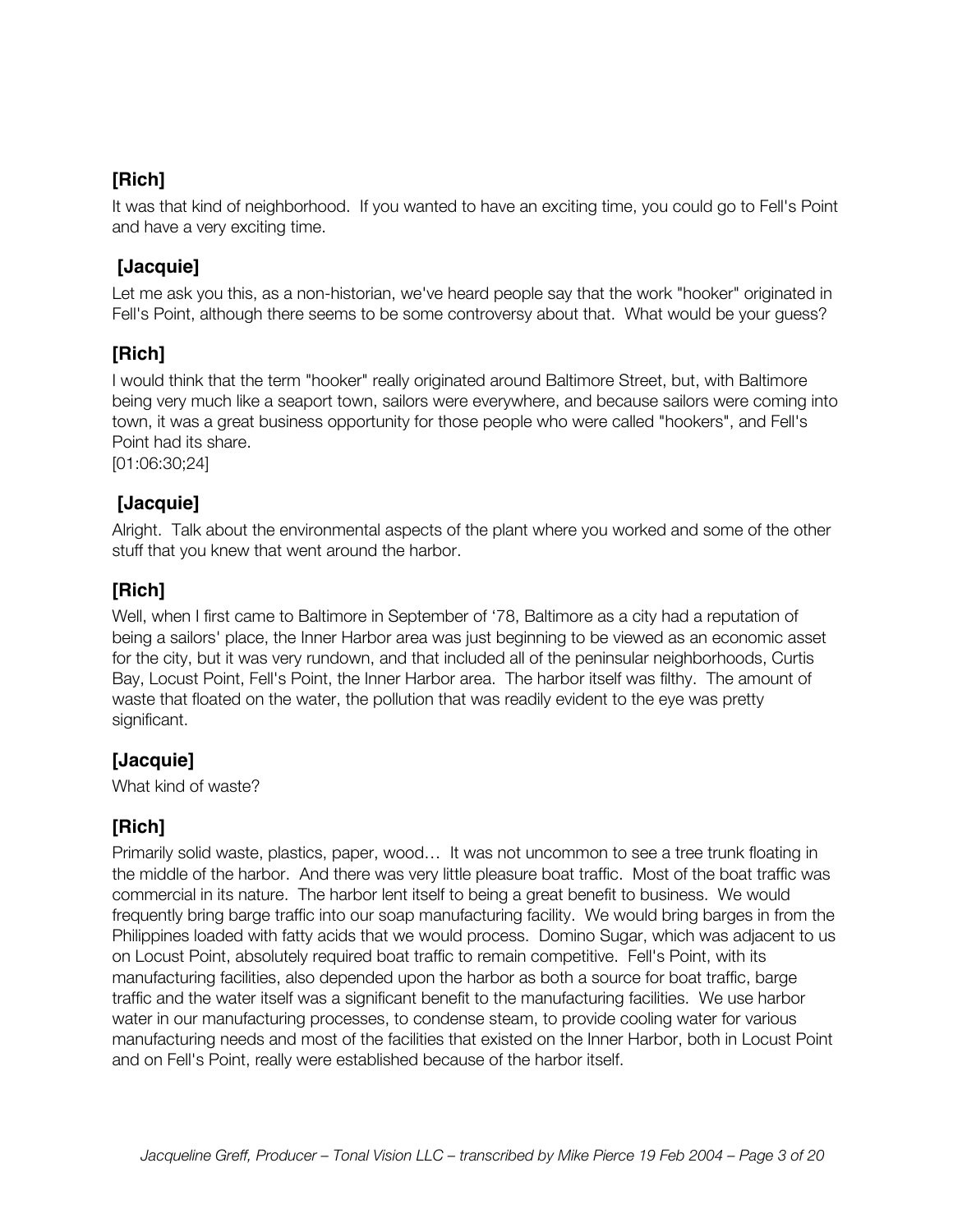**[Rich]**

It was that kind of neighborhood. If you wanted to have an exciting time, you could go to Fell's Point and have a very exciting time.

**[Jacquie]**

Let me ask you this, as a non-historian, we've heard people say that the work "hooker" originated in Fell's Point, although there seems to be some controversy about that. What would be your guess?

**[Rich]**

I would think that the term "hooker" really originated around Baltimore Street, but, with Baltimore being very much like a seaport town, sailors were everywhere, and because sailors were coming into town, it was a great business opportunity for those people who were called "hookers", and Fell's Point had its share.
[01:06:30;24]

**[Jacquie]**

Alright. Talk about the environmental aspects of the plant where you worked and some of the other stuff that you knew that went around the harbor.

**[Rich]**

Well, when I first came to Baltimore in September of '78, Baltimore as a city had a reputation of being a sailors' place, the Inner Harbor area was just beginning to be viewed as an economic asset for the city, but it was very rundown, and that included all of the peninsular neighborhoods, Curtis Bay, Locust Point, Fell's Point, the Inner Harbor area. The harbor itself was filthy. The amount of waste that floated on the water, the pollution that was readily evident to the eye was pretty significant.

**[Jacquie]**

What kind of waste?

**[Rich]**

Primarily solid waste, plastics, paper, wood… It was not uncommon to see a tree trunk floating in the middle of the harbor. And there was very little pleasure boat traffic. Most of the boat traffic was commercial in its nature. The harbor lent itself to being a great benefit to business. We would frequently bring barge traffic into our soap manufacturing facility. We would bring barges in from the Philippines loaded with fatty acids that we would process. Domino Sugar, which was adjacent to us on Locust Point, absolutely required boat traffic to remain competitive. Fell's Point, with its manufacturing facilities, also depended upon the harbor as both a source for boat traffic, barge traffic and the water itself was a significant benefit to the manufacturing facilities. We use harbor water in our manufacturing processes, to condense steam, to provide cooling water for various manufacturing needs and most of the facilities that existed on the Inner Harbor, both in Locust Point and on Fell's Point, really were established because of the harbor itself.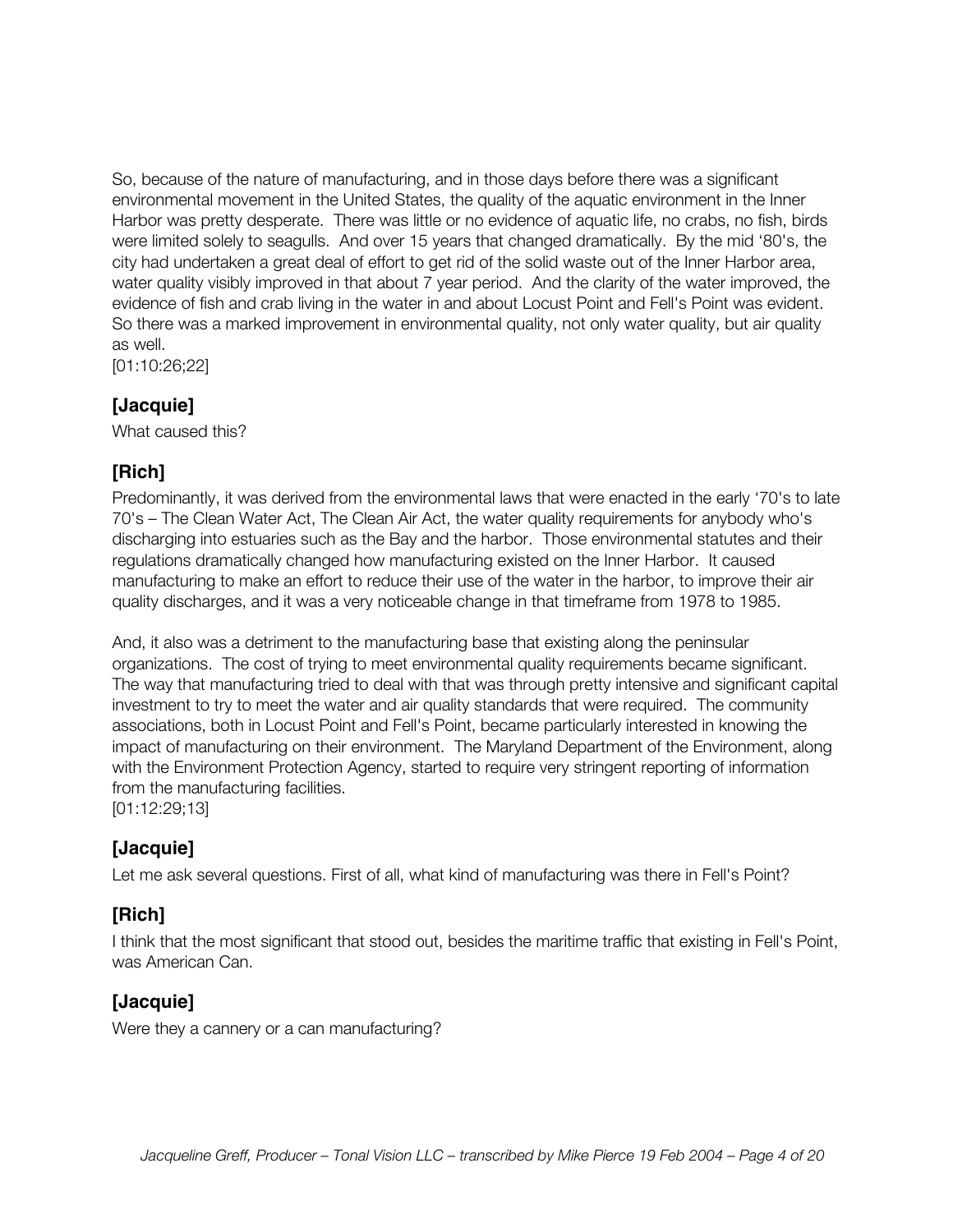So, because of the nature of manufacturing, and in those days before there was a significant environmental movement in the United States, the quality of the aquatic environment in the Inner Harbor was pretty desperate. There was little or no evidence of aquatic life, no crabs, no fish, birds were limited solely to seagulls. And over 15 years that changed dramatically. By the mid '80's, the city had undertaken a great deal of effort to get rid of the solid waste out of the Inner Harbor area, water quality visibly improved in that about 7 year period. And the clarity of the water improved, the evidence of fish and crab living in the water in and about Locust Point and Fell's Point was evident. So there was a marked improvement in environmental quality, not only water quality, but air quality as well.
[01:10:26;22]

**[Jacquie]**

What caused this?

**[Rich]**

Predominantly, it was derived from the environmental laws that were enacted in the early '70's to late 70's – The Clean Water Act, The Clean Air Act, the water quality requirements for anybody who's discharging into estuaries such as the Bay and the harbor. Those environmental statutes and their regulations dramatically changed how manufacturing existed on the Inner Harbor. It caused manufacturing to make an effort to reduce their use of the water in the harbor, to improve their air quality discharges, and it was a very noticeable change in that timeframe from 1978 to 1985.

And, it also was a detriment to the manufacturing base that existing along the peninsular organizations. The cost of trying to meet environmental quality requirements became significant. The way that manufacturing tried to deal with that was through pretty intensive and significant capital investment to try to meet the water and air quality standards that were required. The community associations, both in Locust Point and Fell's Point, became particularly interested in knowing the impact of manufacturing on their environment. The Maryland Department of the Environment, along with the Environment Protection Agency, started to require very stringent reporting of information from the manufacturing facilities.
[01:12:29;13]

**[Jacquie]**

Let me ask several questions. First of all, what kind of manufacturing was there in Fell's Point?

**[Rich]**

I think that the most significant that stood out, besides the maritime traffic that existing in Fell's Point, was American Can.

**[Jacquie]**

Were they a cannery or a can manufacturing?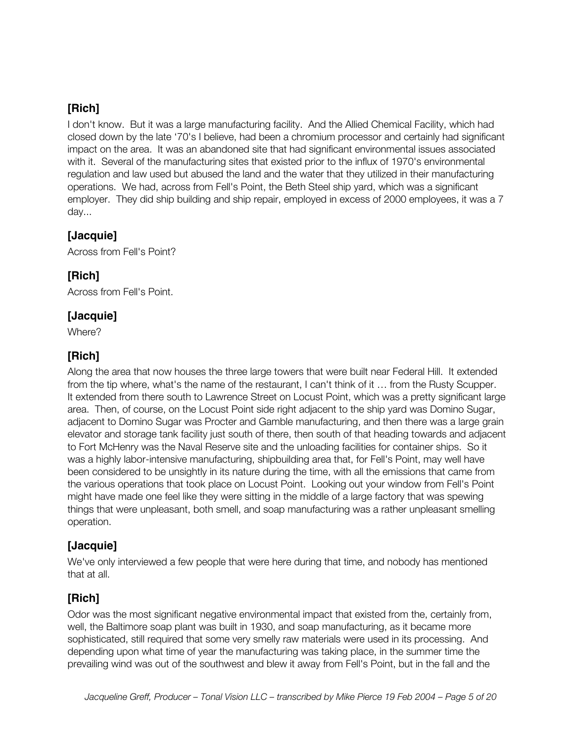**[Rich]**

I don't know. But it was a large manufacturing facility. And the Allied Chemical Facility, which had closed down by the late '70's I believe, had been a chromium processor and certainly had significant impact on the area. It was an abandoned site that had significant environmental issues associated with it. Several of the manufacturing sites that existed prior to the influx of 1970's environmental regulation and law used but abused the land and the water that they utilized in their manufacturing operations. We had, across from Fell's Point, the Beth Steel ship yard, which was a significant employer. They did ship building and ship repair, employed in excess of 2000 employees, it was a 7 day...

**[Jacquie]**

Across from Fell's Point?

**[Rich]**

Across from Fell's Point.

**[Jacquie]**

Where?

**[Rich]**

Along the area that now houses the three large towers that were built near Federal Hill. It extended from the tip where, what's the name of the restaurant, I can't think of it … from the Rusty Scupper. It extended from there south to Lawrence Street on Locust Point, which was a pretty significant large area. Then, of course, on the Locust Point side right adjacent to the ship yard was Domino Sugar, adjacent to Domino Sugar was Procter and Gamble manufacturing, and then there was a large grain elevator and storage tank facility just south of there, then south of that heading towards and adjacent to Fort McHenry was the Naval Reserve site and the unloading facilities for container ships. So it was a highly labor-intensive manufacturing, shipbuilding area that, for Fell's Point, may well have been considered to be unsightly in its nature during the time, with all the emissions that came from the various operations that took place on Locust Point. Looking out your window from Fell's Point might have made one feel like they were sitting in the middle of a large factory that was spewing things that were unpleasant, both smell, and soap manufacturing was a rather unpleasant smelling operation.

**[Jacquie]**

We've only interviewed a few people that were here during that time, and nobody has mentioned that at all.

**[Rich]**

Odor was the most significant negative environmental impact that existed from the, certainly from, well, the Baltimore soap plant was built in 1930, and soap manufacturing, as it became more sophisticated, still required that some very smelly raw materials were used in its processing. And depending upon what time of year the manufacturing was taking place, in the summer time the prevailing wind was out of the southwest and blew it away from Fell's Point, but in the fall and the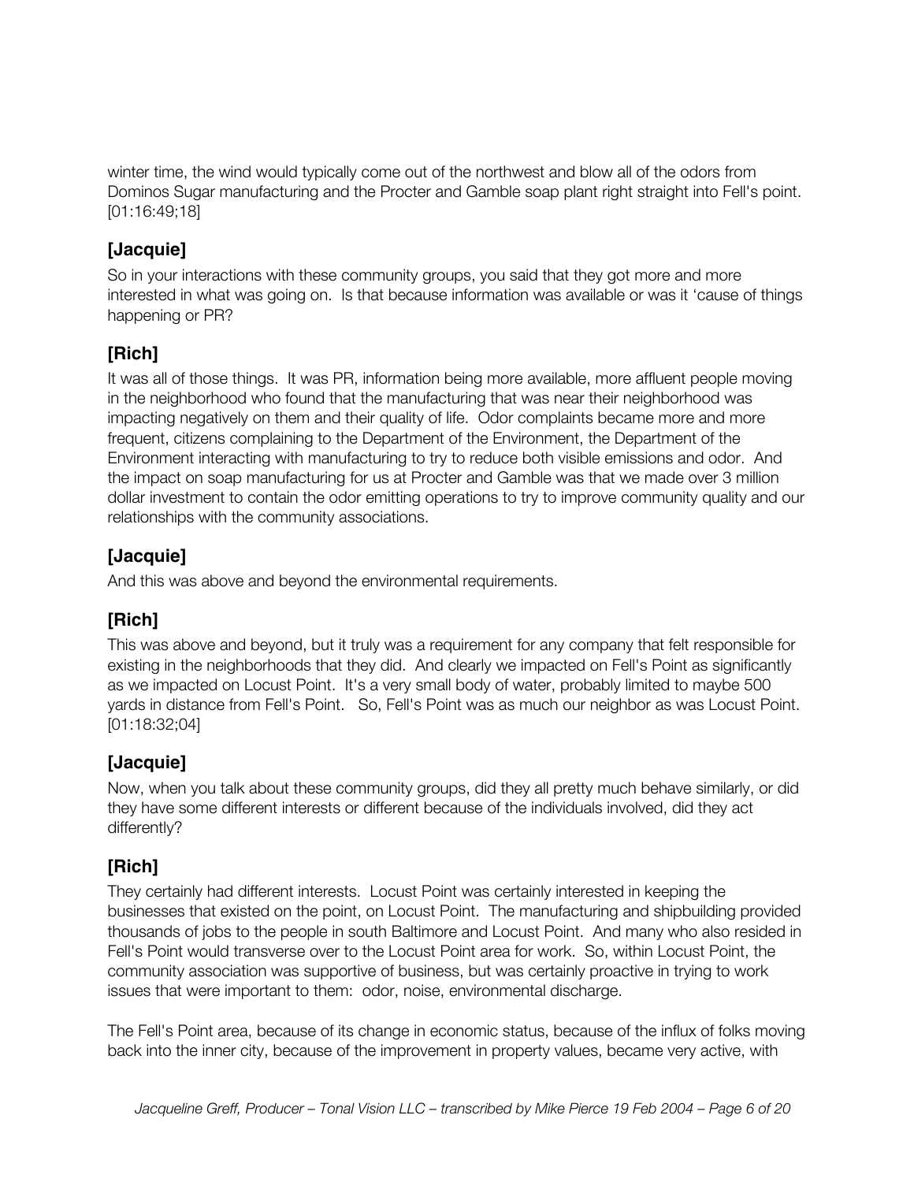winter time, the wind would typically come out of the northwest and blow all of the odors from Dominos Sugar manufacturing and the Procter and Gamble soap plant right straight into Fell's point. [01:16:49;18]

### [Jacquie]

So in your interactions with these community groups, you said that they got more and more interested in what was going on. Is that because information was available or was it 'cause of things happening or PR?

### [Rich]

It was all of those things. It was PR, information being more available, more affluent people moving in the neighborhood who found that the manufacturing that was near their neighborhood was impacting negatively on them and their quality of life. Odor complaints became more and more frequent, citizens complaining to the Department of the Environment, the Department of the Environment interacting with manufacturing to try to reduce both visible emissions and odor. And the impact on soap manufacturing for us at Procter and Gamble was that we made over 3 million dollar investment to contain the odor emitting operations to try to improve community quality and our relationships with the community associations.

### [Jacquie]

And this was above and beyond the environmental requirements.

### [Rich]

This was above and beyond, but it truly was a requirement for any company that felt responsible for existing in the neighborhoods that they did. And clearly we impacted on Fell's Point as significantly as we impacted on Locust Point. It's a very small body of water, probably limited to maybe 500 yards in distance from Fell's Point. So, Fell's Point was as much our neighbor as was Locust Point. [01:18:32;04]

### [Jacquie]

Now, when you talk about these community groups, did they all pretty much behave similarly, or did they have some different interests or different because of the individuals involved, did they act differently?

### [Rich]

They certainly had different interests. Locust Point was certainly interested in keeping the businesses that existed on the point, on Locust Point. The manufacturing and shipbuilding provided thousands of jobs to the people in south Baltimore and Locust Point. And many who also resided in Fell's Point would transverse over to the Locust Point area for work. So, within Locust Point, the community association was supportive of business, but was certainly proactive in trying to work issues that were important to them: odor, noise, environmental discharge.

The Fell's Point area, because of its change in economic status, because of the influx of folks moving back into the inner city, because of the improvement in property values, became very active, with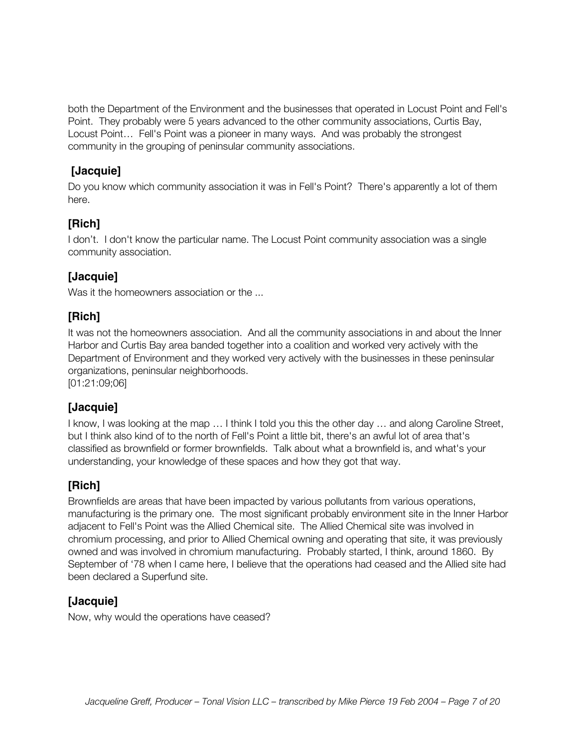both the Department of the Environment and the businesses that operated in Locust Point and Fell's Point. They probably were 5 years advanced to the other community associations, Curtis Bay, Locust Point… Fell's Point was a pioneer in many ways. And was probably the strongest community in the grouping of peninsular community associations.

### [Jacquie]

Do you know which community association it was in Fell's Point? There's apparently a lot of them here.

### [Rich]

I don't. I don't know the particular name. The Locust Point community association was a single community association.

### [Jacquie]

Was it the homeowners association or the ...

### [Rich]

It was not the homeowners association. And all the community associations in and about the Inner Harbor and Curtis Bay area banded together into a coalition and worked very actively with the Department of Environment and they worked very actively with the businesses in these peninsular organizations, peninsular neighborhoods.
[01:21:09;06]

### [Jacquie]

I know, I was looking at the map … I think I told you this the other day … and along Caroline Street, but I think also kind of to the north of Fell's Point a little bit, there's an awful lot of area that's classified as brownfield or former brownfields. Talk about what a brownfield is, and what's your understanding, your knowledge of these spaces and how they got that way.

### [Rich]

Brownfields are areas that have been impacted by various pollutants from various operations, manufacturing is the primary one. The most significant probably environment site in the Inner Harbor adjacent to Fell's Point was the Allied Chemical site. The Allied Chemical site was involved in chromium processing, and prior to Allied Chemical owning and operating that site, it was previously owned and was involved in chromium manufacturing. Probably started, I think, around 1860. By September of '78 when I came here, I believe that the operations had ceased and the Allied site had been declared a Superfund site.

### [Jacquie]

Now, why would the operations have ceased?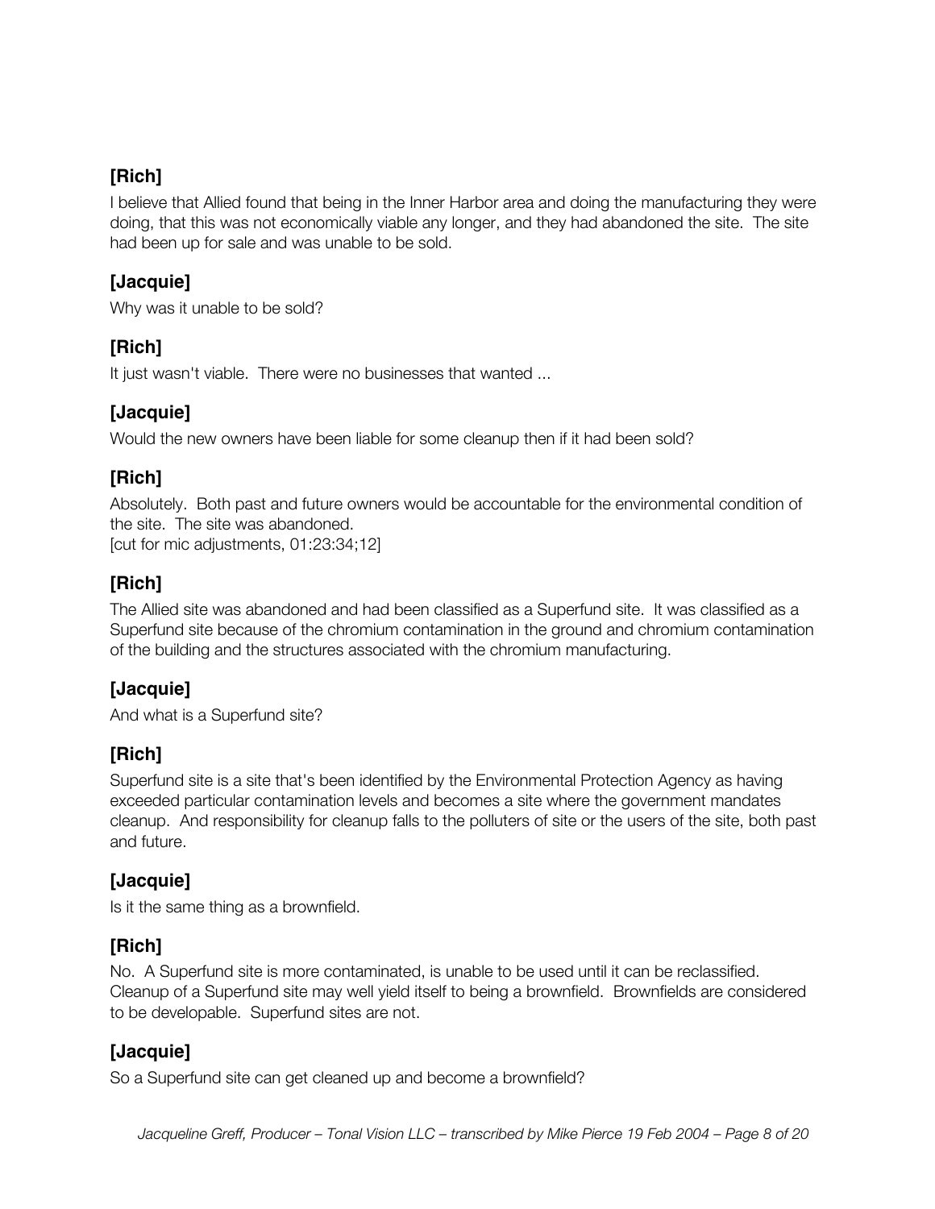### [Rich]

I believe that Allied found that being in the Inner Harbor area and doing the manufacturing they were doing, that this was not economically viable any longer, and they had abandoned the site. The site had been up for sale and was unable to be sold.

### [Jacquie]

Why was it unable to be sold?

### [Rich]

It just wasn't viable. There were no businesses that wanted ...

### [Jacquie]

Would the new owners have been liable for some cleanup then if it had been sold?

### [Rich]

Absolutely. Both past and future owners would be accountable for the environmental condition of the site. The site was abandoned.
[cut for mic adjustments, 01:23:34;12]

### [Rich]

The Allied site was abandoned and had been classified as a Superfund site. It was classified as a Superfund site because of the chromium contamination in the ground and chromium contamination of the building and the structures associated with the chromium manufacturing.

### [Jacquie]

And what is a Superfund site?

### [Rich]

Superfund site is a site that's been identified by the Environmental Protection Agency as having exceeded particular contamination levels and becomes a site where the government mandates cleanup. And responsibility for cleanup falls to the polluters of site or the users of the site, both past and future.

### [Jacquie]

Is it the same thing as a brownfield.

### [Rich]

No. A Superfund site is more contaminated, is unable to be used until it can be reclassified. Cleanup of a Superfund site may well yield itself to being a brownfield. Brownfields are considered to be developable. Superfund sites are not.

### [Jacquie]

So a Superfund site can get cleaned up and become a brownfield?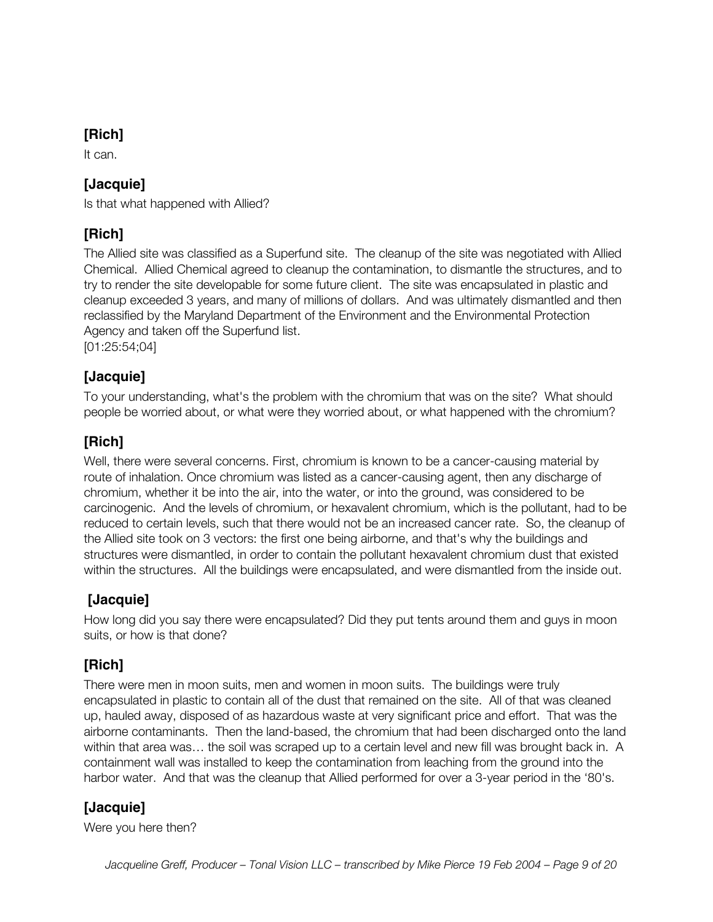**[Rich]**

It can.

**[Jacquie]**

Is that what happened with Allied?

**[Rich]**

The Allied site was classified as a Superfund site. The cleanup of the site was negotiated with Allied Chemical. Allied Chemical agreed to cleanup the contamination, to dismantle the structures, and to try to render the site developable for some future client. The site was encapsulated in plastic and cleanup exceeded 3 years, and many of millions of dollars. And was ultimately dismantled and then reclassified by the Maryland Department of the Environment and the Environmental Protection Agency and taken off the Superfund list.
[01:25:54;04]

**[Jacquie]**

To your understanding, what's the problem with the chromium that was on the site? What should people be worried about, or what were they worried about, or what happened with the chromium?

**[Rich]**

Well, there were several concerns. First, chromium is known to be a cancer-causing material by route of inhalation. Once chromium was listed as a cancer-causing agent, then any discharge of chromium, whether it be into the air, into the water, or into the ground, was considered to be carcinogenic. And the levels of chromium, or hexavalent chromium, which is the pollutant, had to be reduced to certain levels, such that there would not be an increased cancer rate. So, the cleanup of the Allied site took on 3 vectors: the first one being airborne, and that's why the buildings and structures were dismantled, in order to contain the pollutant hexavalent chromium dust that existed within the structures. All the buildings were encapsulated, and were dismantled from the inside out.

**[Jacquie]**

How long did you say there were encapsulated? Did they put tents around them and guys in moon suits, or how is that done?

**[Rich]**

There were men in moon suits, men and women in moon suits. The buildings were truly encapsulated in plastic to contain all of the dust that remained on the site. All of that was cleaned up, hauled away, disposed of as hazardous waste at very significant price and effort. That was the airborne contaminants. Then the land-based, the chromium that had been discharged onto the land within that area was… the soil was scraped up to a certain level and new fill was brought back in. A containment wall was installed to keep the contamination from leaching from the ground into the harbor water. And that was the cleanup that Allied performed for over a 3-year period in the '80's.

**[Jacquie]**

Were you here then?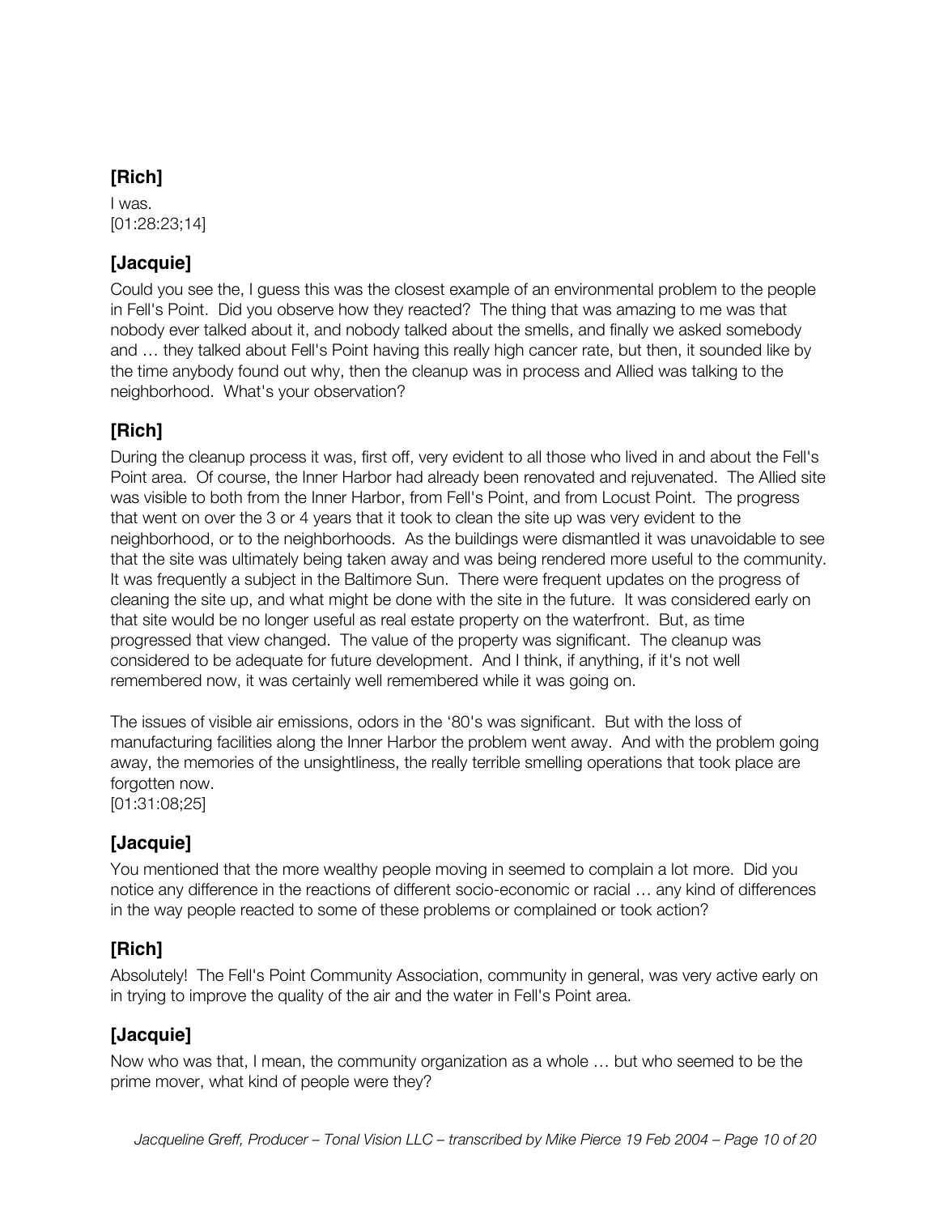**[Rich]**

I was.
[01:28:23;14]

**[Jacquie]**

Could you see the, I guess this was the closest example of an environmental problem to the people in Fell's Point. Did you observe how they reacted? The thing that was amazing to me was that nobody ever talked about it, and nobody talked about the smells, and finally we asked somebody and … they talked about Fell's Point having this really high cancer rate, but then, it sounded like by the time anybody found out why, then the cleanup was in process and Allied was talking to the neighborhood. What's your observation?

**[Rich]**

During the cleanup process it was, first off, very evident to all those who lived in and about the Fell's Point area. Of course, the Inner Harbor had already been renovated and rejuvenated. The Allied site was visible to both from the Inner Harbor, from Fell's Point, and from Locust Point. The progress that went on over the 3 or 4 years that it took to clean the site up was very evident to the neighborhood, or to the neighborhoods. As the buildings were dismantled it was unavoidable to see that the site was ultimately being taken away and was being rendered more useful to the community. It was frequently a subject in the Baltimore Sun. There were frequent updates on the progress of cleaning the site up, and what might be done with the site in the future. It was considered early on that site would be no longer useful as real estate property on the waterfront. But, as time progressed that view changed. The value of the property was significant. The cleanup was considered to be adequate for future development. And I think, if anything, if it's not well remembered now, it was certainly well remembered while it was going on.

The issues of visible air emissions, odors in the '80's was significant. But with the loss of manufacturing facilities along the Inner Harbor the problem went away. And with the problem going away, the memories of the unsightliness, the really terrible smelling operations that took place are forgotten now.
[01:31:08;25]

**[Jacquie]**

You mentioned that the more wealthy people moving in seemed to complain a lot more. Did you notice any difference in the reactions of different socio-economic or racial … any kind of differences in the way people reacted to some of these problems or complained or took action?

**[Rich]**

Absolutely! The Fell's Point Community Association, community in general, was very active early on in trying to improve the quality of the air and the water in Fell's Point area.

**[Jacquie]**

Now who was that, I mean, the community organization as a whole … but who seemed to be the prime mover, what kind of people were they?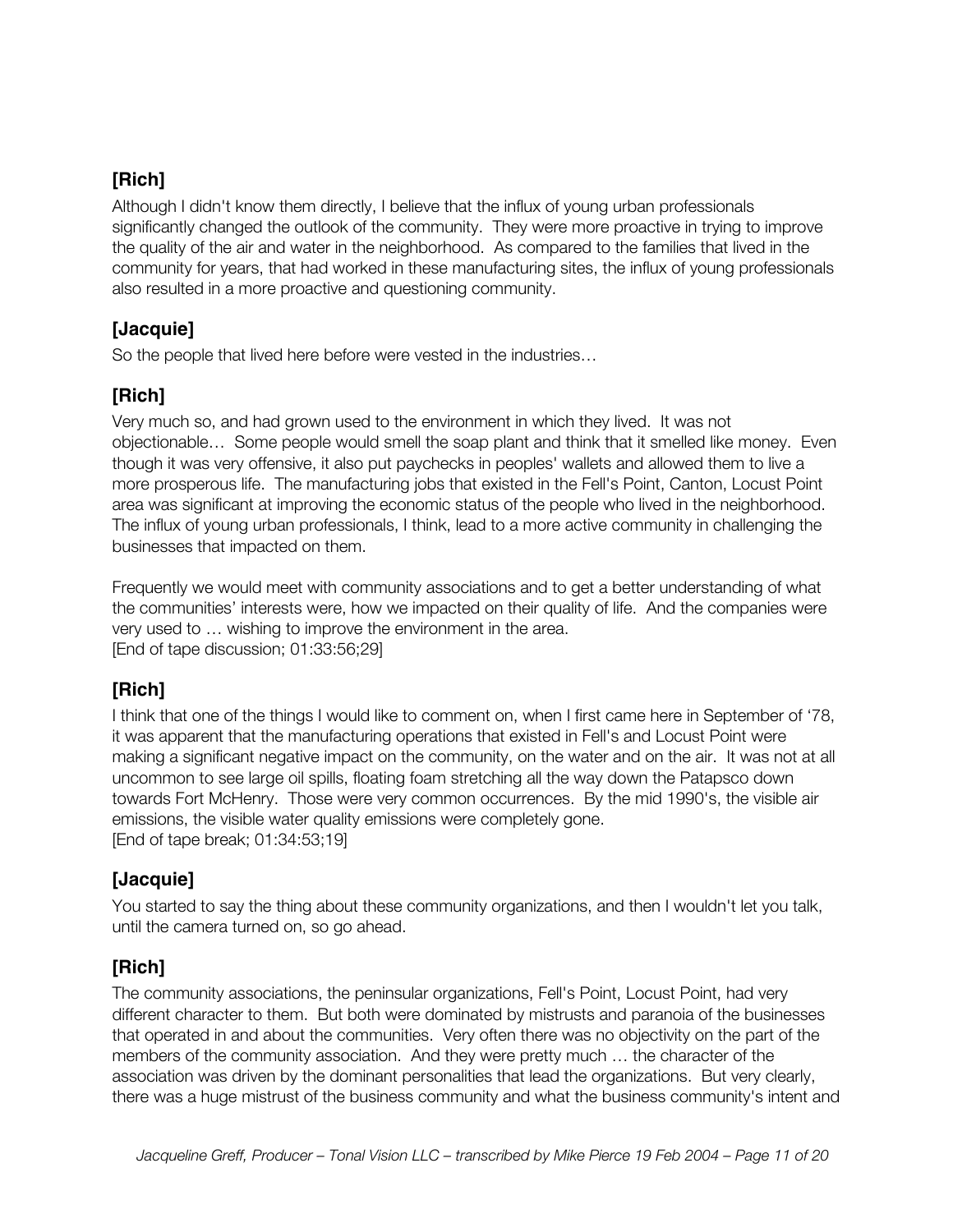## [Rich]

Although I didn't know them directly, I believe that the influx of young urban professionals significantly changed the outlook of the community. They were more proactive in trying to improve the quality of the air and water in the neighborhood. As compared to the families that lived in the community for years, that had worked in these manufacturing sites, the influx of young professionals also resulted in a more proactive and questioning community.

## [Jacquie]

So the people that lived here before were vested in the industries…

## [Rich]

Very much so, and had grown used to the environment in which they lived. It was not objectionable… Some people would smell the soap plant and think that it smelled like money. Even though it was very offensive, it also put paychecks in peoples' wallets and allowed them to live a more prosperous life. The manufacturing jobs that existed in the Fell's Point, Canton, Locust Point area was significant at improving the economic status of the people who lived in the neighborhood. The influx of young urban professionals, I think, lead to a more active community in challenging the businesses that impacted on them.

Frequently we would meet with community associations and to get a better understanding of what the communities' interests were, how we impacted on their quality of life. And the companies were very used to … wishing to improve the environment in the area.
[End of tape discussion; 01:33:56;29]

## [Rich]

I think that one of the things I would like to comment on, when I first came here in September of '78, it was apparent that the manufacturing operations that existed in Fell's and Locust Point were making a significant negative impact on the community, on the water and on the air. It was not at all uncommon to see large oil spills, floating foam stretching all the way down the Patapsco down towards Fort McHenry. Those were very common occurrences. By the mid 1990's, the visible air emissions, the visible water quality emissions were completely gone.
[End of tape break; 01:34:53;19]

## [Jacquie]

You started to say the thing about these community organizations, and then I wouldn't let you talk, until the camera turned on, so go ahead.

## [Rich]

The community associations, the peninsular organizations, Fell's Point, Locust Point, had very different character to them. But both were dominated by mistrusts and paranoia of the businesses that operated in and about the communities. Very often there was no objectivity on the part of the members of the community association. And they were pretty much … the character of the association was driven by the dominant personalities that lead the organizations. But very clearly, there was a huge mistrust of the business community and what the business community's intent and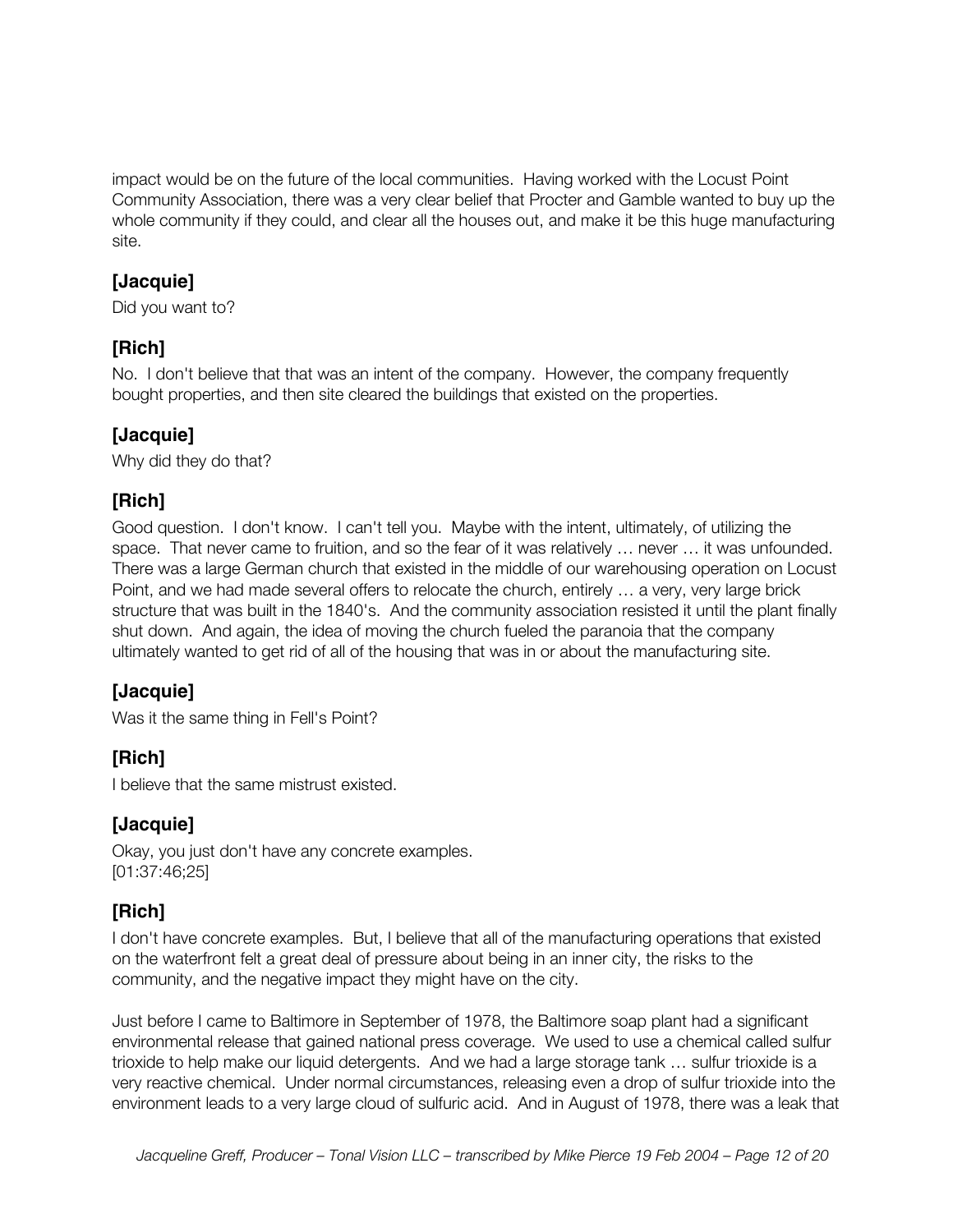impact would be on the future of the local communities. Having worked with the Locust Point Community Association, there was a very clear belief that Procter and Gamble wanted to buy up the whole community if they could, and clear all the houses out, and make it be this huge manufacturing site.

### [Jacquie]

Did you want to?

### [Rich]

No. I don't believe that that was an intent of the company. However, the company frequently bought properties, and then site cleared the buildings that existed on the properties.

### [Jacquie]

Why did they do that?

### [Rich]

Good question. I don't know. I can't tell you. Maybe with the intent, ultimately, of utilizing the space. That never came to fruition, and so the fear of it was relatively … never … it was unfounded. There was a large German church that existed in the middle of our warehousing operation on Locust Point, and we had made several offers to relocate the church, entirely … a very, very large brick structure that was built in the 1840's. And the community association resisted it until the plant finally shut down. And again, the idea of moving the church fueled the paranoia that the company ultimately wanted to get rid of all of the housing that was in or about the manufacturing site.

### [Jacquie]

Was it the same thing in Fell's Point?

### [Rich]

I believe that the same mistrust existed.

### [Jacquie]

Okay, you just don't have any concrete examples.
[01:37:46;25]

### [Rich]

I don't have concrete examples. But, I believe that all of the manufacturing operations that existed on the waterfront felt a great deal of pressure about being in an inner city, the risks to the community, and the negative impact they might have on the city.

Just before I came to Baltimore in September of 1978, the Baltimore soap plant had a significant environmental release that gained national press coverage. We used to use a chemical called sulfur trioxide to help make our liquid detergents. And we had a large storage tank … sulfur trioxide is a very reactive chemical. Under normal circumstances, releasing even a drop of sulfur trioxide into the environment leads to a very large cloud of sulfuric acid. And in August of 1978, there was a leak that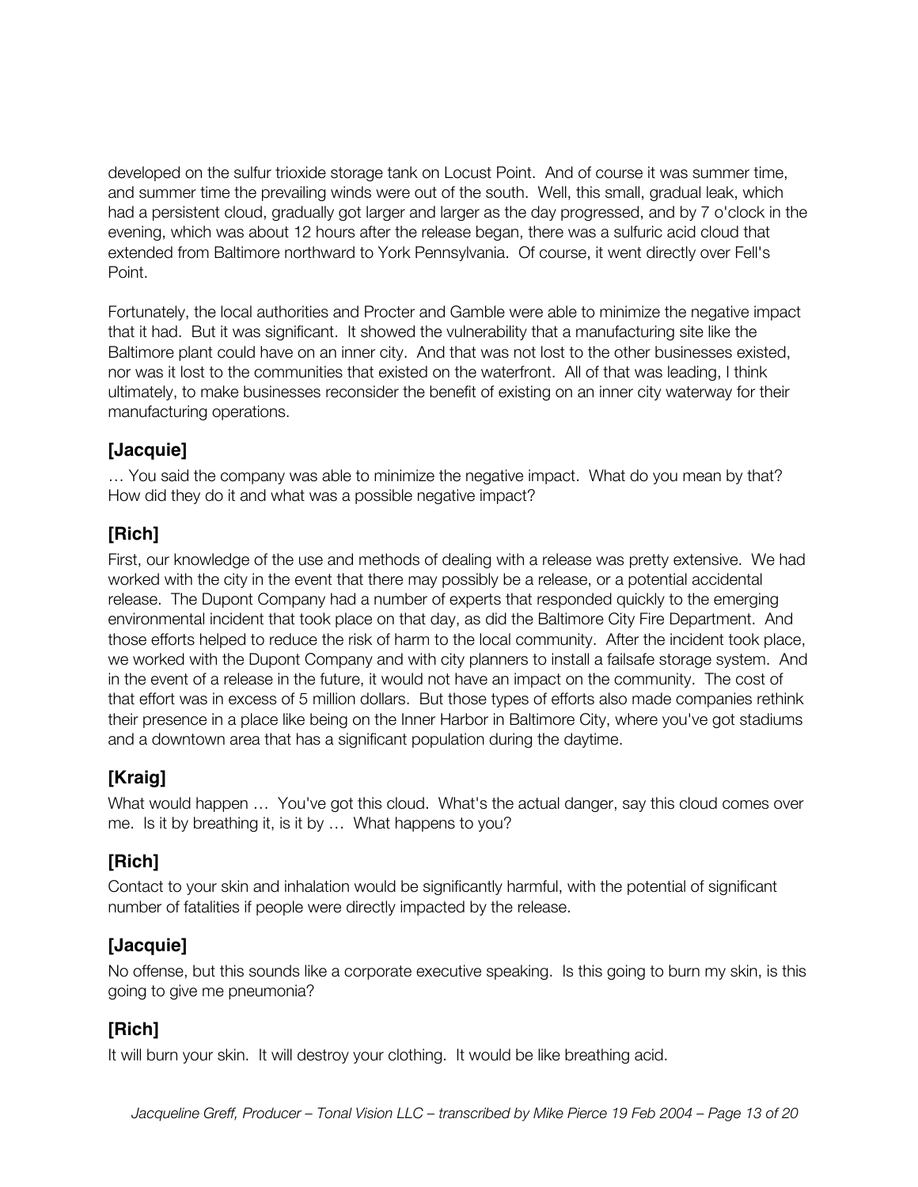developed on the sulfur trioxide storage tank on Locust Point. And of course it was summer time, and summer time the prevailing winds were out of the south. Well, this small, gradual leak, which had a persistent cloud, gradually got larger and larger as the day progressed, and by 7 o'clock in the evening, which was about 12 hours after the release began, there was a sulfuric acid cloud that extended from Baltimore northward to York Pennsylvania. Of course, it went directly over Fell's Point.

Fortunately, the local authorities and Procter and Gamble were able to minimize the negative impact that it had. But it was significant. It showed the vulnerability that a manufacturing site like the Baltimore plant could have on an inner city. And that was not lost to the other businesses existed, nor was it lost to the communities that existed on the waterfront. All of that was leading, I think ultimately, to make businesses reconsider the benefit of existing on an inner city waterway for their manufacturing operations.

## [Jacquie]

… You said the company was able to minimize the negative impact. What do you mean by that? How did they do it and what was a possible negative impact?

## [Rich]

First, our knowledge of the use and methods of dealing with a release was pretty extensive. We had worked with the city in the event that there may possibly be a release, or a potential accidental release. The Dupont Company had a number of experts that responded quickly to the emerging environmental incident that took place on that day, as did the Baltimore City Fire Department. And those efforts helped to reduce the risk of harm to the local community. After the incident took place, we worked with the Dupont Company and with city planners to install a failsafe storage system. And in the event of a release in the future, it would not have an impact on the community. The cost of that effort was in excess of 5 million dollars. But those types of efforts also made companies rethink their presence in a place like being on the Inner Harbor in Baltimore City, where you've got stadiums and a downtown area that has a significant population during the daytime.

## [Kraig]

What would happen … You've got this cloud. What's the actual danger, say this cloud comes over me. Is it by breathing it, is it by … What happens to you?

## [Rich]

Contact to your skin and inhalation would be significantly harmful, with the potential of significant number of fatalities if people were directly impacted by the release.

## [Jacquie]

No offense, but this sounds like a corporate executive speaking. Is this going to burn my skin, is this going to give me pneumonia?

## [Rich]

It will burn your skin. It will destroy your clothing. It would be like breathing acid.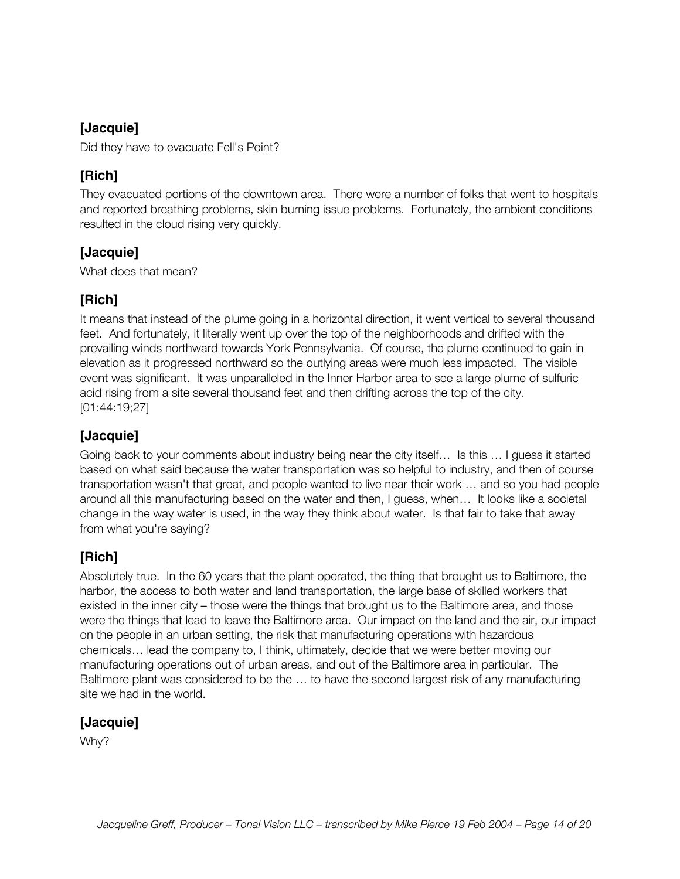### [Jacquie]

Did they have to evacuate Fell's Point?

### [Rich]

They evacuated portions of the downtown area. There were a number of folks that went to hospitals and reported breathing problems, skin burning issue problems. Fortunately, the ambient conditions resulted in the cloud rising very quickly.

### [Jacquie]

What does that mean?

### [Rich]

It means that instead of the plume going in a horizontal direction, it went vertical to several thousand feet. And fortunately, it literally went up over the top of the neighborhoods and drifted with the prevailing winds northward towards York Pennsylvania. Of course, the plume continued to gain in elevation as it progressed northward so the outlying areas were much less impacted. The visible event was significant. It was unparalleled in the Inner Harbor area to see a large plume of sulfuric acid rising from a site several thousand feet and then drifting across the top of the city.
[01:44:19;27]

### [Jacquie]

Going back to your comments about industry being near the city itself… Is this … I guess it started based on what said because the water transportation was so helpful to industry, and then of course transportation wasn't that great, and people wanted to live near their work … and so you had people around all this manufacturing based on the water and then, I guess, when… It looks like a societal change in the way water is used, in the way they think about water. Is that fair to take that away from what you're saying?

### [Rich]

Absolutely true. In the 60 years that the plant operated, the thing that brought us to Baltimore, the harbor, the access to both water and land transportation, the large base of skilled workers that existed in the inner city – those were the things that brought us to the Baltimore area, and those were the things that lead to leave the Baltimore area. Our impact on the land and the air, our impact on the people in an urban setting, the risk that manufacturing operations with hazardous chemicals… lead the company to, I think, ultimately, decide that we were better moving our manufacturing operations out of urban areas, and out of the Baltimore area in particular. The Baltimore plant was considered to be the … to have the second largest risk of any manufacturing site we had in the world.

### [Jacquie]

Why?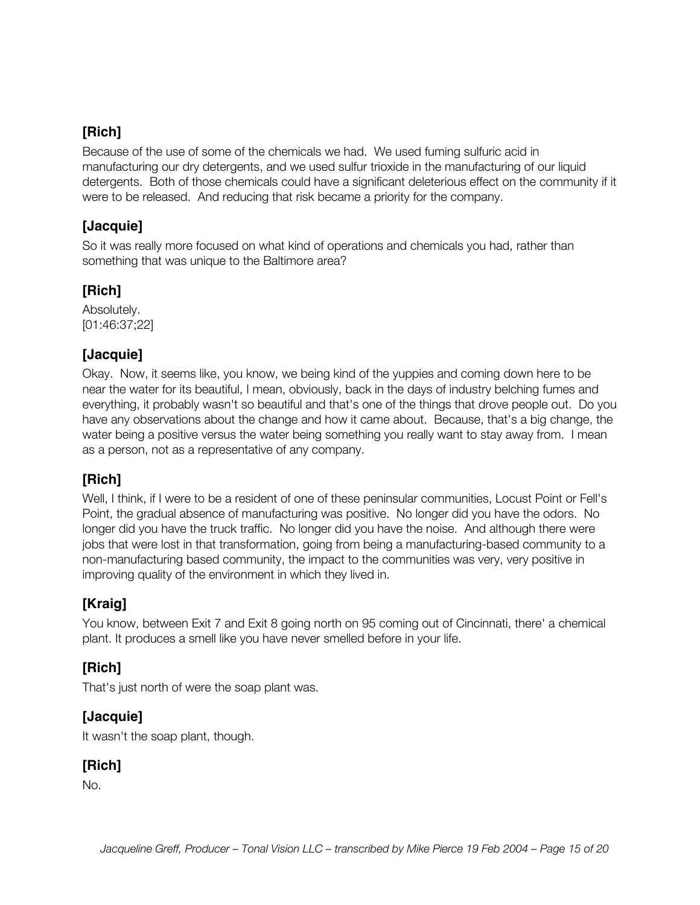### [Rich]

Because of the use of some of the chemicals we had. We used fuming sulfuric acid in manufacturing our dry detergents, and we used sulfur trioxide in the manufacturing of our liquid detergents. Both of those chemicals could have a significant deleterious effect on the community if it were to be released. And reducing that risk became a priority for the company.

### [Jacquie]

So it was really more focused on what kind of operations and chemicals you had, rather than something that was unique to the Baltimore area?

### [Rich]

Absolutely.
[01:46:37;22]

### [Jacquie]

Okay. Now, it seems like, you know, we being kind of the yuppies and coming down here to be near the water for its beautiful, I mean, obviously, back in the days of industry belching fumes and everything, it probably wasn't so beautiful and that's one of the things that drove people out. Do you have any observations about the change and how it came about. Because, that's a big change, the water being a positive versus the water being something you really want to stay away from. I mean as a person, not as a representative of any company.

### [Rich]

Well, I think, if I were to be a resident of one of these peninsular communities, Locust Point or Fell's Point, the gradual absence of manufacturing was positive. No longer did you have the odors. No longer did you have the truck traffic. No longer did you have the noise. And although there were jobs that were lost in that transformation, going from being a manufacturing-based community to a non-manufacturing based community, the impact to the communities was very, very positive in improving quality of the environment in which they lived in.

### [Kraig]

You know, between Exit 7 and Exit 8 going north on 95 coming out of Cincinnati, there' a chemical plant. It produces a smell like you have never smelled before in your life.

### [Rich]

That's just north of were the soap plant was.

### [Jacquie]

It wasn't the soap plant, though.

### [Rich]

No.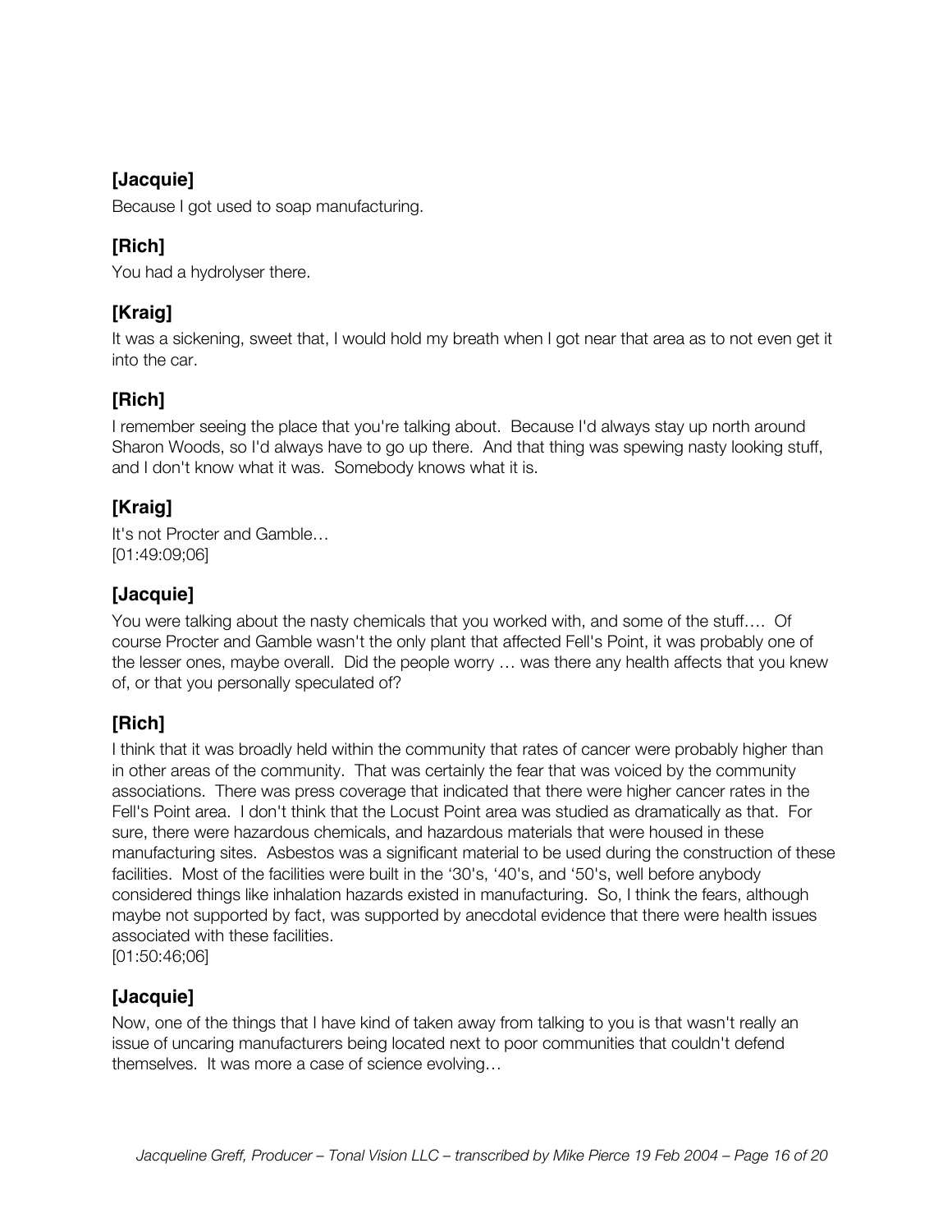**[Jacquie]**

Because I got used to soap manufacturing.

**[Rich]**

You had a hydrolyser there.

**[Kraig]**

It was a sickening, sweet that, I would hold my breath when I got near that area as to not even get it into the car.

**[Rich]**

I remember seeing the place that you're talking about. Because I'd always stay up north around Sharon Woods, so I'd always have to go up there. And that thing was spewing nasty looking stuff, and I don't know what it was. Somebody knows what it is.

**[Kraig]**

It's not Procter and Gamble…
[01:49:09;06]

**[Jacquie]**

You were talking about the nasty chemicals that you worked with, and some of the stuff…. Of course Procter and Gamble wasn't the only plant that affected Fell's Point, it was probably one of the lesser ones, maybe overall. Did the people worry … was there any health affects that you knew of, or that you personally speculated of?

**[Rich]**

I think that it was broadly held within the community that rates of cancer were probably higher than in other areas of the community. That was certainly the fear that was voiced by the community associations. There was press coverage that indicated that there were higher cancer rates in the Fell's Point area. I don't think that the Locust Point area was studied as dramatically as that. For sure, there were hazardous chemicals, and hazardous materials that were housed in these manufacturing sites. Asbestos was a significant material to be used during the construction of these facilities. Most of the facilities were built in the '30's, '40's, and '50's, well before anybody considered things like inhalation hazards existed in manufacturing. So, I think the fears, although maybe not supported by fact, was supported by anecdotal evidence that there were health issues associated with these facilities.
[01:50:46;06]

**[Jacquie]**

Now, one of the things that I have kind of taken away from talking to you is that wasn't really an issue of uncaring manufacturers being located next to poor communities that couldn't defend themselves. It was more a case of science evolving…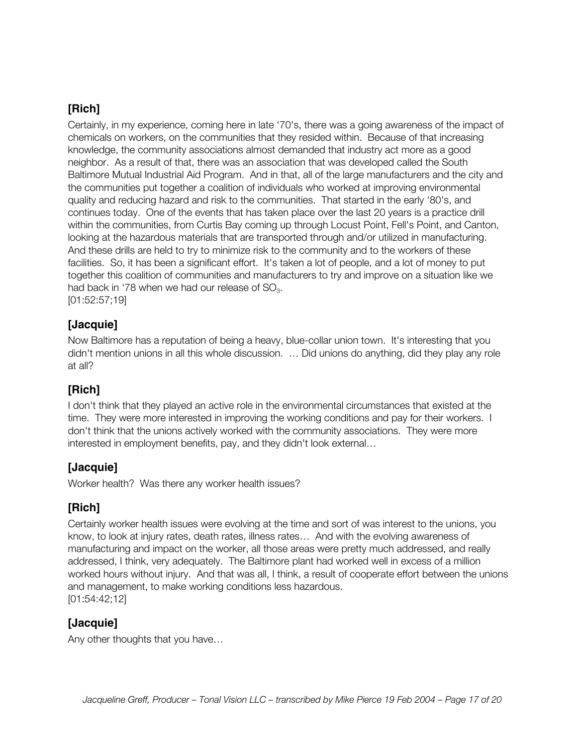### [Rich]

Certainly, in my experience, coming here in late '70's, there was a going awareness of the impact of chemicals on workers, on the communities that they resided within. Because of that increasing knowledge, the community associations almost demanded that industry act more as a good neighbor. As a result of that, there was an association that was developed called the South Baltimore Mutual Industrial Aid Program. And in that, all of the large manufacturers and the city and the communities put together a coalition of individuals who worked at improving environmental quality and reducing hazard and risk to the communities. That started in the early '80's, and continues today. One of the events that has taken place over the last 20 years is a practice drill within the communities, from Curtis Bay coming up through Locust Point, Fell's Point, and Canton, looking at the hazardous materials that are transported through and/or utilized in manufacturing. And these drills are held to try to minimize risk to the community and to the workers of these facilities. So, it has been a significant effort. It's taken a lot of people, and a lot of money to put together this coalition of communities and manufacturers to try and improve on a situation like we had back in '78 when we had our release of $SO_3$.

[01:52:57;19]

### [Jacquie]

Now Baltimore has a reputation of being a heavy, blue-collar union town. It's interesting that you didn't mention unions in all this whole discussion. … Did unions do anything, did they play any role at all?

### [Rich]

I don't think that they played an active role in the environmental circumstances that existed at the time. They were more interested in improving the working conditions and pay for their workers. I don't think that the unions actively worked with the community associations. They were more interested in employment benefits, pay, and they didn't look external…

### [Jacquie]

Worker health? Was there any worker health issues?

### [Rich]

Certainly worker health issues were evolving at the time and sort of was interest to the unions, you know, to look at injury rates, death rates, illness rates… And with the evolving awareness of manufacturing and impact on the worker, all those areas were pretty much addressed, and really addressed, I think, very adequately. The Baltimore plant had worked well in excess of a million worked hours without injury. And that was all, I think, a result of cooperate effort between the unions and management, to make working conditions less hazardous.

[01:54:42;12]

### [Jacquie]

Any other thoughts that you have…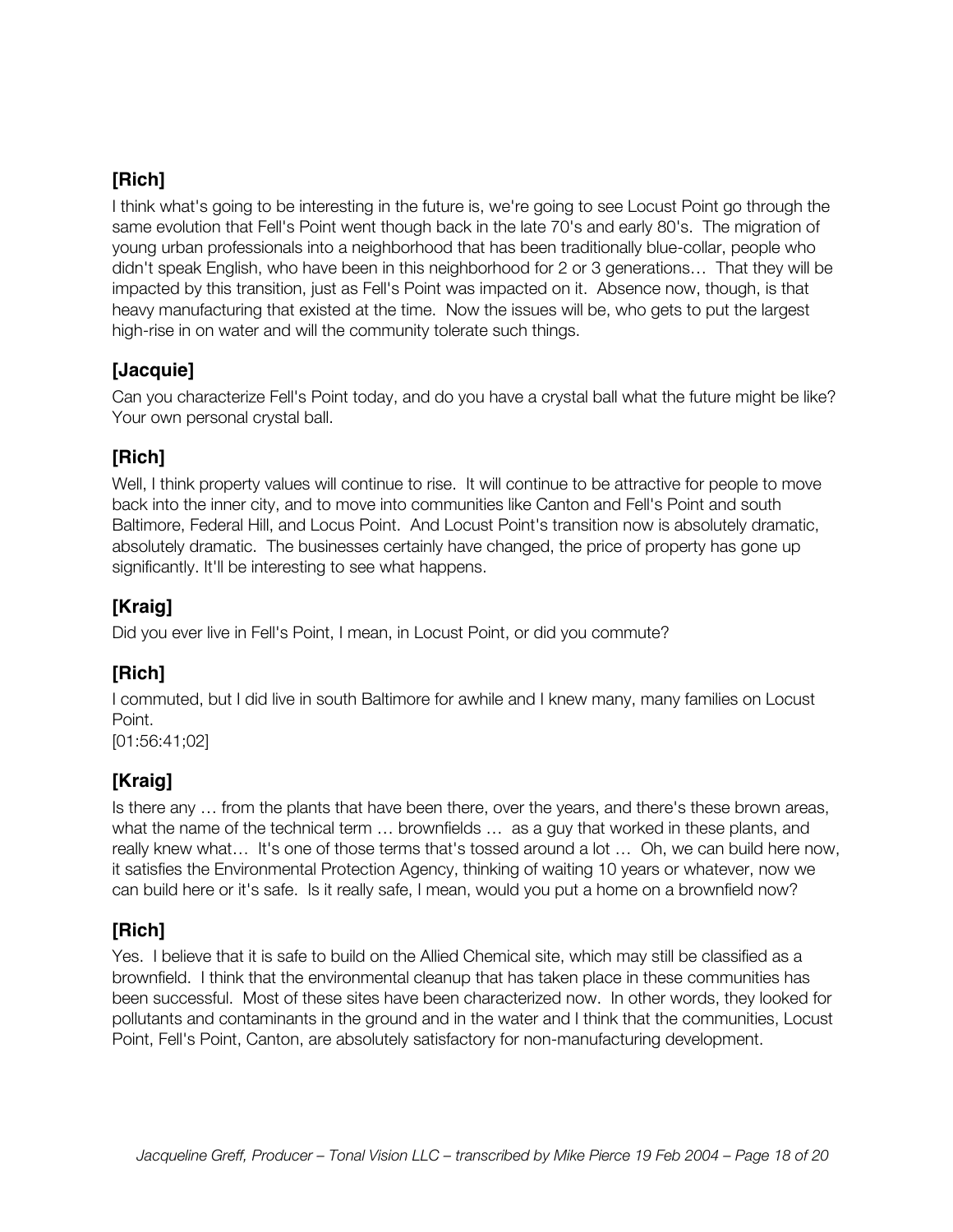### [Rich]

I think what's going to be interesting in the future is, we're going to see Locust Point go through the same evolution that Fell's Point went though back in the late 70's and early 80's. The migration of young urban professionals into a neighborhood that has been traditionally blue-collar, people who didn't speak English, who have been in this neighborhood for 2 or 3 generations… That they will be impacted by this transition, just as Fell's Point was impacted on it. Absence now, though, is that heavy manufacturing that existed at the time. Now the issues will be, who gets to put the largest high-rise in on water and will the community tolerate such things.

### [Jacquie]

Can you characterize Fell's Point today, and do you have a crystal ball what the future might be like? Your own personal crystal ball.

### [Rich]

Well, I think property values will continue to rise. It will continue to be attractive for people to move back into the inner city, and to move into communities like Canton and Fell's Point and south Baltimore, Federal Hill, and Locus Point. And Locust Point's transition now is absolutely dramatic, absolutely dramatic. The businesses certainly have changed, the price of property has gone up significantly. It'll be interesting to see what happens.

### [Kraig]

Did you ever live in Fell's Point, I mean, in Locust Point, or did you commute?

### [Rich]

I commuted, but I did live in south Baltimore for awhile and I knew many, many families on Locust Point.
[01:56:41;02]

### [Kraig]

Is there any … from the plants that have been there, over the years, and there's these brown areas, what the name of the technical term … brownfields … as a guy that worked in these plants, and really knew what… It's one of those terms that's tossed around a lot … Oh, we can build here now, it satisfies the Environmental Protection Agency, thinking of waiting 10 years or whatever, now we can build here or it's safe. Is it really safe, I mean, would you put a home on a brownfield now?

### [Rich]

Yes. I believe that it is safe to build on the Allied Chemical site, which may still be classified as a brownfield. I think that the environmental cleanup that has taken place in these communities has been successful. Most of these sites have been characterized now. In other words, they looked for pollutants and contaminants in the ground and in the water and I think that the communities, Locust Point, Fell's Point, Canton, are absolutely satisfactory for non-manufacturing development.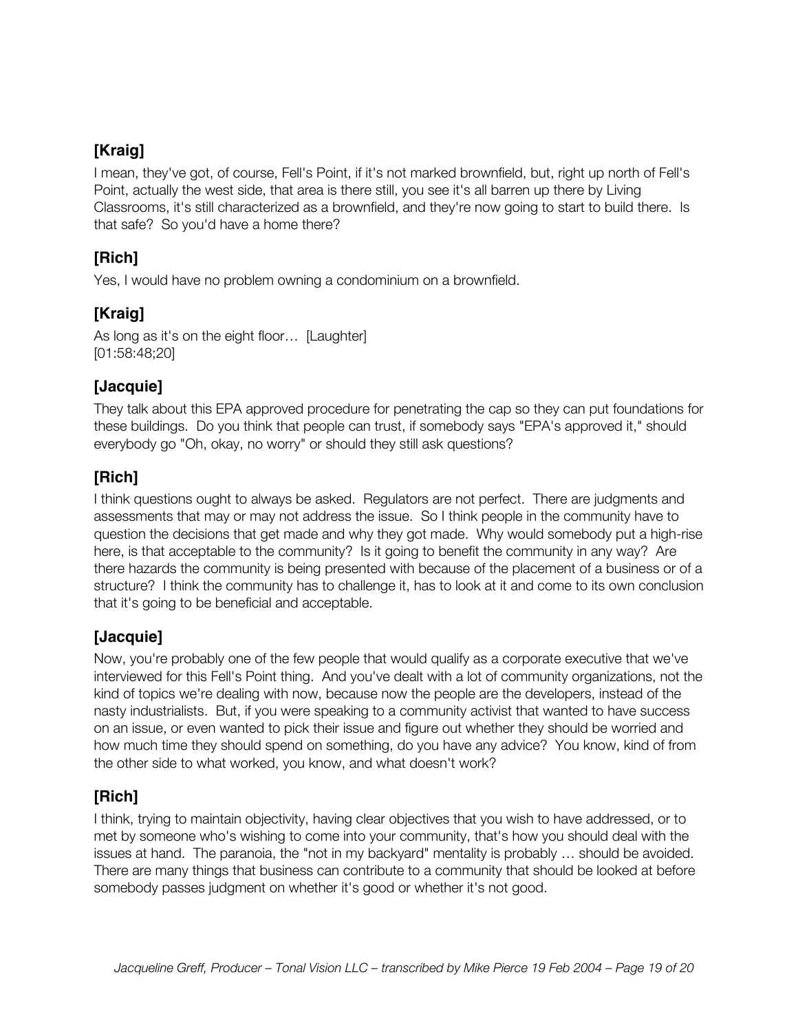## [Kraig]

I mean, they've got, of course, Fell's Point, if it's not marked brownfield, but, right up north of Fell's Point, actually the west side, that area is there still, you see it's all barren up there by Living Classrooms, it's still characterized as a brownfield, and they're now going to start to build there. Is that safe? So you'd have a home there?

## [Rich]

Yes, I would have no problem owning a condominium on a brownfield.

## [Kraig]

As long as it's on the eight floor… [Laughter]
[01:58:48;20]

## [Jacquie]

They talk about this EPA approved procedure for penetrating the cap so they can put foundations for these buildings. Do you think that people can trust, if somebody says "EPA's approved it," should everybody go "Oh, okay, no worry" or should they still ask questions?

## [Rich]

I think questions ought to always be asked. Regulators are not perfect. There are judgments and assessments that may or may not address the issue. So I think people in the community have to question the decisions that get made and why they got made. Why would somebody put a high-rise here, is that acceptable to the community? Is it going to benefit the community in any way? Are there hazards the community is being presented with because of the placement of a business or of a structure? I think the community has to challenge it, has to look at it and come to its own conclusion that it's going to be beneficial and acceptable.

## [Jacquie]

Now, you're probably one of the few people that would qualify as a corporate executive that we've interviewed for this Fell's Point thing. And you've dealt with a lot of community organizations, not the kind of topics we're dealing with now, because now the people are the developers, instead of the nasty industrialists. But, if you were speaking to a community activist that wanted to have success on an issue, or even wanted to pick their issue and figure out whether they should be worried and how much time they should spend on something, do you have any advice? You know, kind of from the other side to what worked, you know, and what doesn't work?

## [Rich]

I think, trying to maintain objectivity, having clear objectives that you wish to have addressed, or to met by someone who's wishing to come into your community, that's how you should deal with the issues at hand. The paranoia, the "not in my backyard" mentality is probably … should be avoided. There are many things that business can contribute to a community that should be looked at before somebody passes judgment on whether it's good or whether it's not good.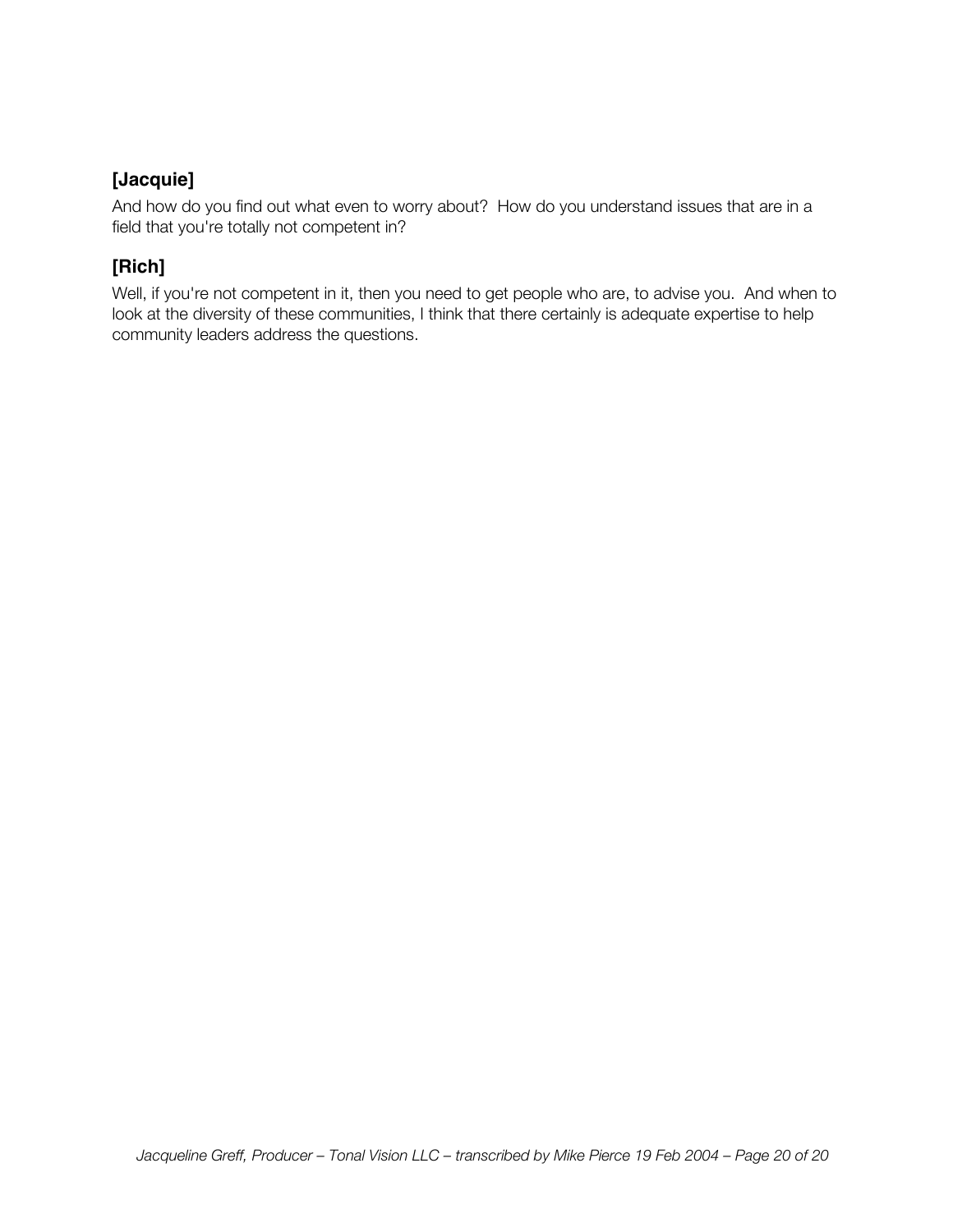**[Jacquie]**

And how do you find out what even to worry about? How do you understand issues that are in a field that you're totally not competent in?

**[Rich]**

Well, if you're not competent in it, then you need to get people who are, to advise you. And when to look at the diversity of these communities, I think that there certainly is adequate expertise to help community leaders address the questions.